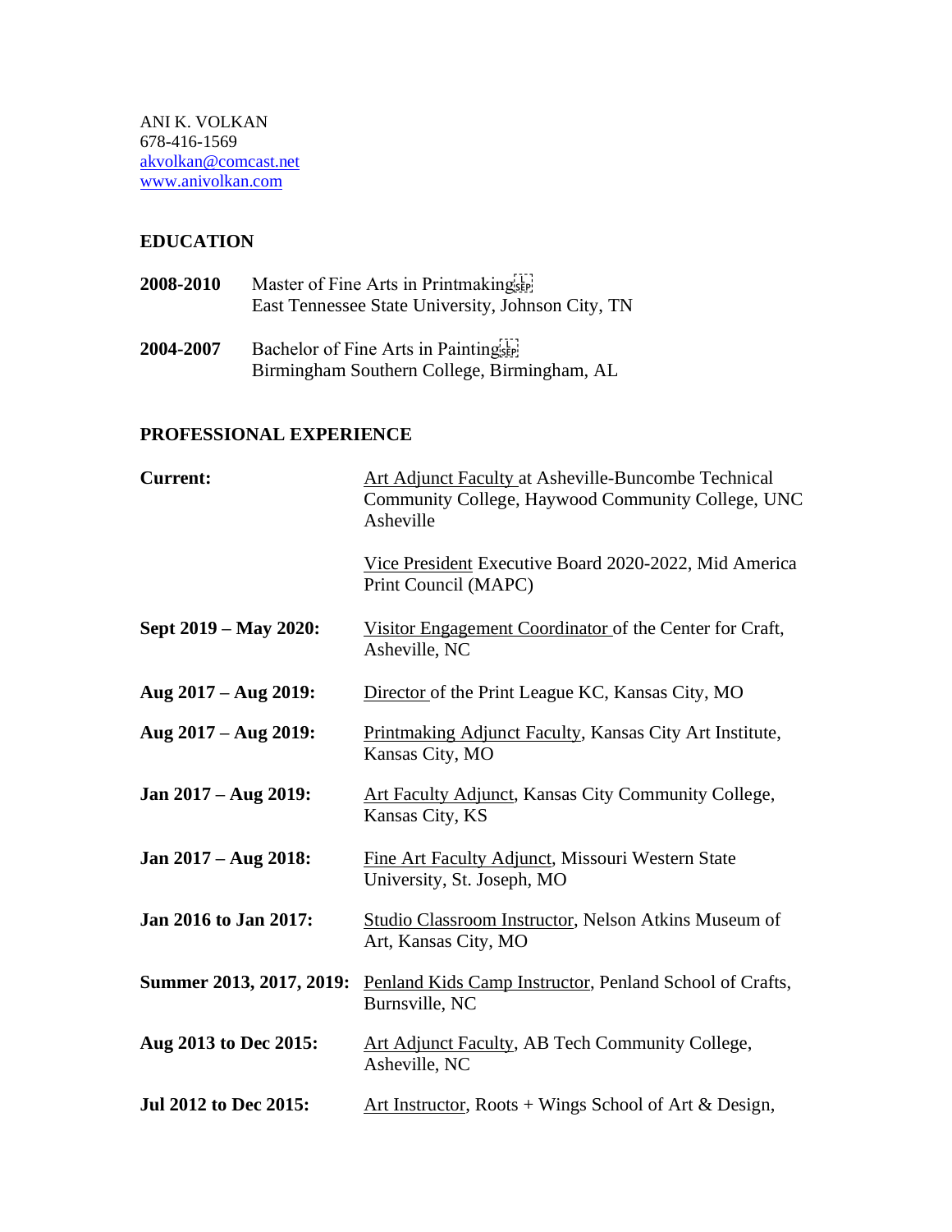ANI K. VOLKAN
678-416-1569
akvolkan@comcast.net
www.anivolkan.com

## EDUCATION

**2008-2010** Master of Fine Arts in Printmaking
East Tennessee State University, Johnson City, TN

**2004-2007** Bachelor of Fine Arts in Painting
Birmingham Southern College, Birmingham, AL

## PROFESSIONAL EXPERIENCE

**Current:** Art Adjunct Faculty at Asheville-Buncombe Technical Community College, Haywood Community College, UNC Asheville

Vice President Executive Board 2020-2022, Mid America Print Council (MAPC)

**Sept 2019 – May 2020:** Visitor Engagement Coordinator of the Center for Craft, Asheville, NC

**Aug 2017 – Aug 2019:** Director of the Print League KC, Kansas City, MO

**Aug 2017 – Aug 2019:** Printmaking Adjunct Faculty, Kansas City Art Institute, Kansas City, MO

**Jan 2017 – Aug 2019:** Art Faculty Adjunct, Kansas City Community College, Kansas City, KS

**Jan 2017 – Aug 2018:** Fine Art Faculty Adjunct, Missouri Western State University, St. Joseph, MO

**Jan 2016 to Jan 2017:** Studio Classroom Instructor, Nelson Atkins Museum of Art, Kansas City, MO

**Summer 2013, 2017, 2019:** Penland Kids Camp Instructor, Penland School of Crafts, Burnsville, NC

**Aug 2013 to Dec 2015:** Art Adjunct Faculty, AB Tech Community College, Asheville, NC

**Jul 2012 to Dec 2015:** Art Instructor, Roots + Wings School of Art & Design,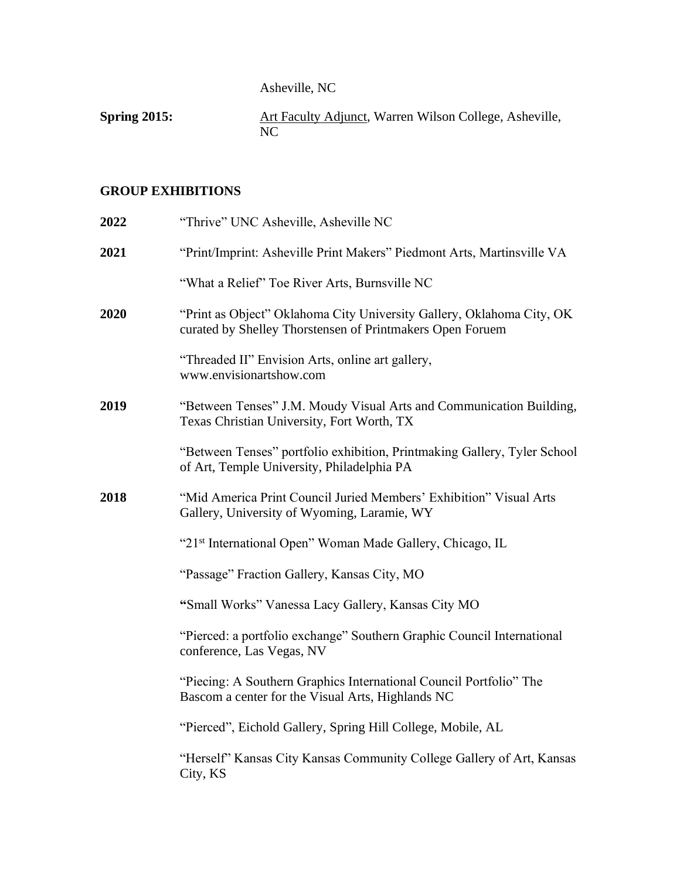Asheville, NC

**Spring 2015:** Art Faculty Adjunct, Warren Wilson College, Asheville, NC

## GROUP EXHIBITIONS

**2022** "Thrive" UNC Asheville, Asheville NC

**2021** "Print/Imprint: Asheville Print Makers" Piedmont Arts, Martinsville VA

"What a Relief" Toe River Arts, Burnsville NC

**2020** "Print as Object" Oklahoma City University Gallery, Oklahoma City, OK curated by Shelley Thorstensen of Printmakers Open Foruem

"Threaded II" Envision Arts, online art gallery, www.envisionartshow.com

**2019** "Between Tenses" J.M. Moudy Visual Arts and Communication Building, Texas Christian University, Fort Worth, TX

"Between Tenses" portfolio exhibition, Printmaking Gallery, Tyler School of Art, Temple University, Philadelphia PA

**2018** "Mid America Print Council Juried Members' Exhibition" Visual Arts Gallery, University of Wyoming, Laramie, WY

"21st International Open" Woman Made Gallery, Chicago, IL

"Passage" Fraction Gallery, Kansas City, MO

"Small Works" Vanessa Lacy Gallery, Kansas City MO

"Pierced: a portfolio exchange" Southern Graphic Council International conference, Las Vegas, NV

"Piecing: A Southern Graphics International Council Portfolio" The Bascom a center for the Visual Arts, Highlands NC

"Pierced", Eichold Gallery, Spring Hill College, Mobile, AL

"Herself" Kansas City Kansas Community College Gallery of Art, Kansas City, KS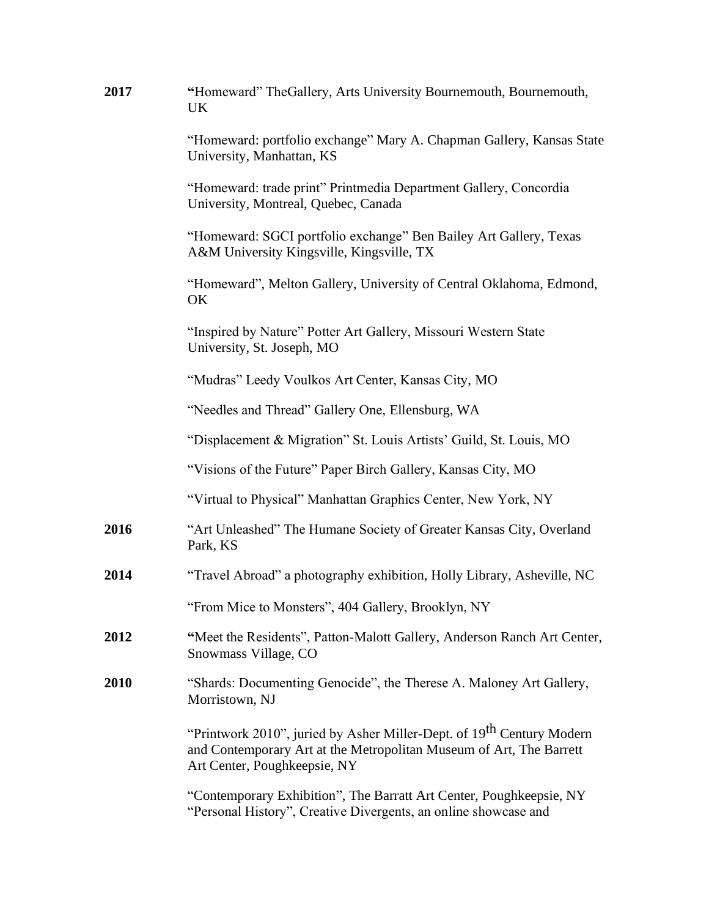**2017** "Homeward" TheGallery, Arts University Bournemouth, Bournemouth, UK

"Homeward: portfolio exchange" Mary A. Chapman Gallery, Kansas State University, Manhattan, KS

"Homeward: trade print" Printmedia Department Gallery, Concordia University, Montreal, Quebec, Canada

"Homeward: SGCI portfolio exchange" Ben Bailey Art Gallery, Texas A&M University Kingsville, Kingsville, TX

"Homeward", Melton Gallery, University of Central Oklahoma, Edmond, OK

"Inspired by Nature" Potter Art Gallery, Missouri Western State University, St. Joseph, MO

"Mudras" Leedy Voulkos Art Center, Kansas City, MO

"Needles and Thread" Gallery One, Ellensburg, WA

"Displacement & Migration" St. Louis Artists' Guild, St. Louis, MO

"Visions of the Future" Paper Birch Gallery, Kansas City, MO

"Virtual to Physical" Manhattan Graphics Center, New York, NY

**2016** "Art Unleashed" The Humane Society of Greater Kansas City, Overland Park, KS

**2014** "Travel Abroad" a photography exhibition, Holly Library, Asheville, NC

"From Mice to Monsters", 404 Gallery, Brooklyn, NY

**2012** "Meet the Residents", Patton-Malott Gallery, Anderson Ranch Art Center, Snowmass Village, CO

**2010** "Shards: Documenting Genocide", the Therese A. Maloney Art Gallery, Morristown, NJ

"Printwork 2010", juried by Asher Miller-Dept. of 19th Century Modern and Contemporary Art at the Metropolitan Museum of Art, The Barrett Art Center, Poughkeepsie, NY

"Contemporary Exhibition", The Barratt Art Center, Poughkeepsie, NY
"Personal History", Creative Divergents, an online showcase and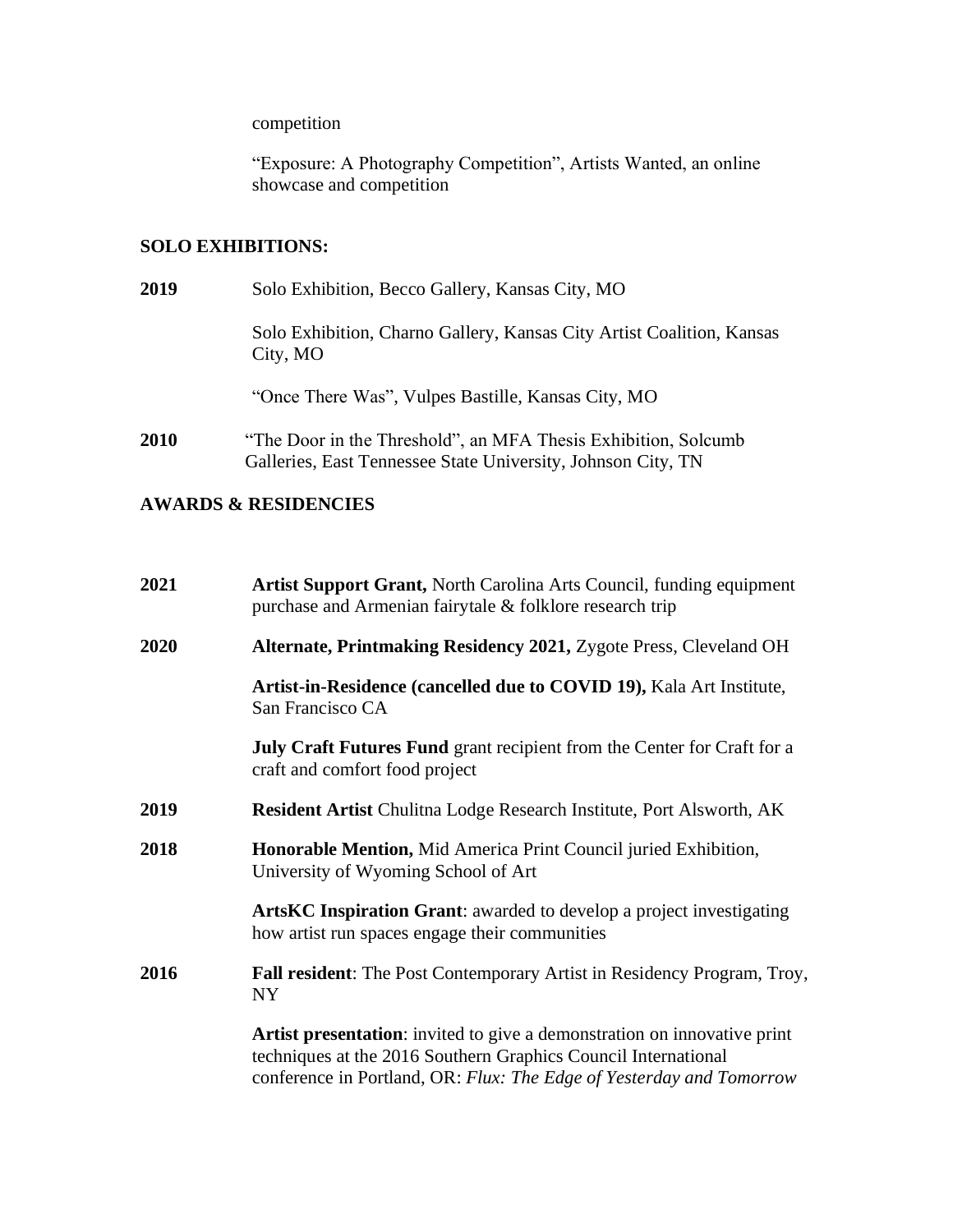competition

"Exposure: A Photography Competition", Artists Wanted, an online showcase and competition

## SOLO EXHIBITIONS:

**2019** Solo Exhibition, Becco Gallery, Kansas City, MO

Solo Exhibition, Charno Gallery, Kansas City Artist Coalition, Kansas City, MO

"Once There Was", Vulpes Bastille, Kansas City, MO

**2010** "The Door in the Threshold", an MFA Thesis Exhibition, Solcumb Galleries, East Tennessee State University, Johnson City, TN

## AWARDS & RESIDENCIES

**2021** **Artist Support Grant,** North Carolina Arts Council, funding equipment purchase and Armenian fairytale & folklore research trip

**2020** **Alternate, Printmaking Residency 2021,** Zygote Press, Cleveland OH

**Artist-in-Residence (cancelled due to COVID 19),** Kala Art Institute, San Francisco CA

**July Craft Futures Fund** grant recipient from the Center for Craft for a craft and comfort food project

**2019** **Resident Artist** Chulitna Lodge Research Institute, Port Alsworth, AK

**2018** **Honorable Mention,** Mid America Print Council juried Exhibition, University of Wyoming School of Art

**ArtsKC Inspiration Grant**: awarded to develop a project investigating how artist run spaces engage their communities

**2016** **Fall resident**: The Post Contemporary Artist in Residency Program, Troy, NY

**Artist presentation**: invited to give a demonstration on innovative print techniques at the 2016 Southern Graphics Council International conference in Portland, OR: *Flux: The Edge of Yesterday and Tomorrow*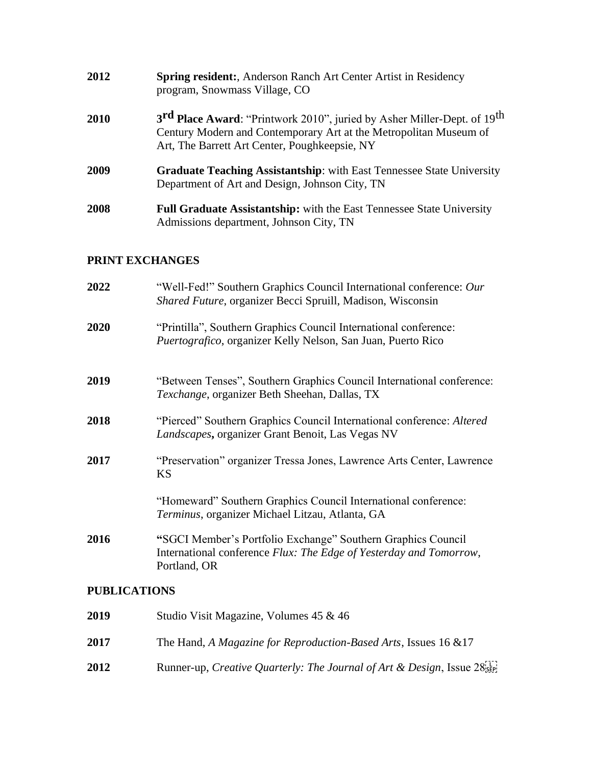**2012** **Spring resident:**, Anderson Ranch Art Center Artist in Residency program, Snowmass Village, CO

**2010** **3rd Place Award**: "Printwork 2010", juried by Asher Miller-Dept. of 19th Century Modern and Contemporary Art at the Metropolitan Museum of Art, The Barrett Art Center, Poughkeepsie, NY

**2009** **Graduate Teaching Assistantship**: with East Tennessee State University Department of Art and Design, Johnson City, TN

**2008** **Full Graduate Assistantship:** with the East Tennessee State University Admissions department, Johnson City, TN

## PRINT EXCHANGES

**2022** "Well-Fed!" Southern Graphics Council International conference: *Our Shared Future*, organizer Becci Spruill, Madison, Wisconsin

**2020** "Printilla", Southern Graphics Council International conference: *Puertografico*, organizer Kelly Nelson, San Juan, Puerto Rico

**2019** "Between Tenses", Southern Graphics Council International conference: *Texchange*, organizer Beth Sheehan, Dallas, TX

**2018** "Pierced" Southern Graphics Council International conference: *Altered Landscapes***,** organizer Grant Benoit, Las Vegas NV

**2017** "Preservation" organizer Tressa Jones, Lawrence Arts Center, Lawrence KS

"Homeward" Southern Graphics Council International conference: *Terminus*, organizer Michael Litzau, Atlanta, GA

**2016** **"**SGCI Member's Portfolio Exchange" Southern Graphics Council International conference *Flux: The Edge of Yesterday and Tomorrow*, Portland, OR

## PUBLICATIONS

**2019** Studio Visit Magazine, Volumes 45 & 46

**2017** The Hand, *A Magazine for Reproduction-Based Arts*, Issues 16 &17

**2012** Runner-up, *Creative Quarterly: The Journal of Art & Design*, Issue 28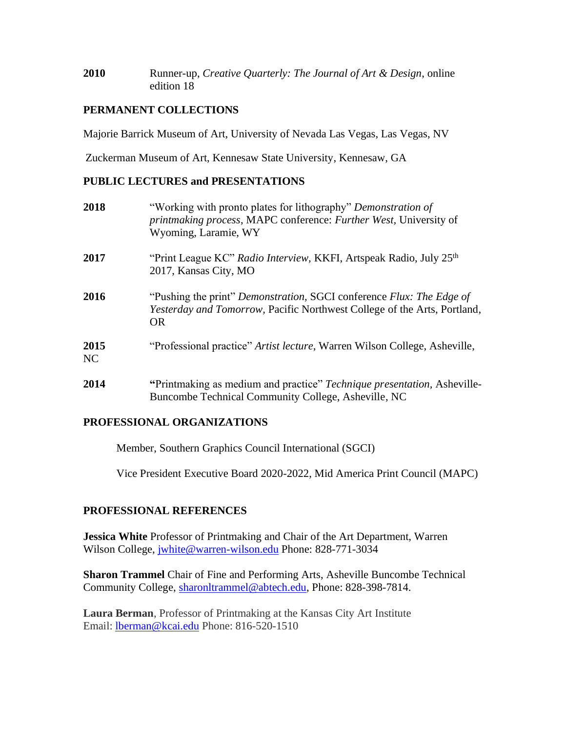**2010** Runner-up, *Creative Quarterly: The Journal of Art & Design*, online edition 18

## PERMANENT COLLECTIONS

Majorie Barrick Museum of Art, University of Nevada Las Vegas, Las Vegas, NV

Zuckerman Museum of Art, Kennesaw State University, Kennesaw, GA

## PUBLIC LECTURES and PRESENTATIONS

**2018** "Working with pronto plates for lithography" *Demonstration of printmaking process*, MAPC conference: *Further West*, University of Wyoming, Laramie, WY

**2017** "Print League KC" *Radio Interview*, KKFI, Artspeak Radio, July 25th 2017, Kansas City, MO

**2016** "Pushing the print" *Demonstration*, SGCI conference *Flux: The Edge of Yesterday and Tomorrow*, Pacific Northwest College of the Arts, Portland, OR

**2015** "Professional practice" *Artist lecture*, Warren Wilson College, Asheville, NC

**2014** **"**Printmaking as medium and practice" *Technique presentation*, Asheville-Buncombe Technical Community College, Asheville, NC

## PROFESSIONAL ORGANIZATIONS

Member, Southern Graphics Council International (SGCI)

Vice President Executive Board 2020-2022, Mid America Print Council (MAPC)

## PROFESSIONAL REFERENCES

**Jessica White** Professor of Printmaking and Chair of the Art Department, Warren Wilson College, jwhite@warren-wilson.edu Phone: 828-771-3034

**Sharon Trammel** Chair of Fine and Performing Arts, Asheville Buncombe Technical Community College, sharonltrammel@abtech.edu, Phone: 828-398-7814.

**Laura Berman**, Professor of Printmaking at the Kansas City Art Institute
Email: lberman@kcai.edu Phone: 816-520-1510